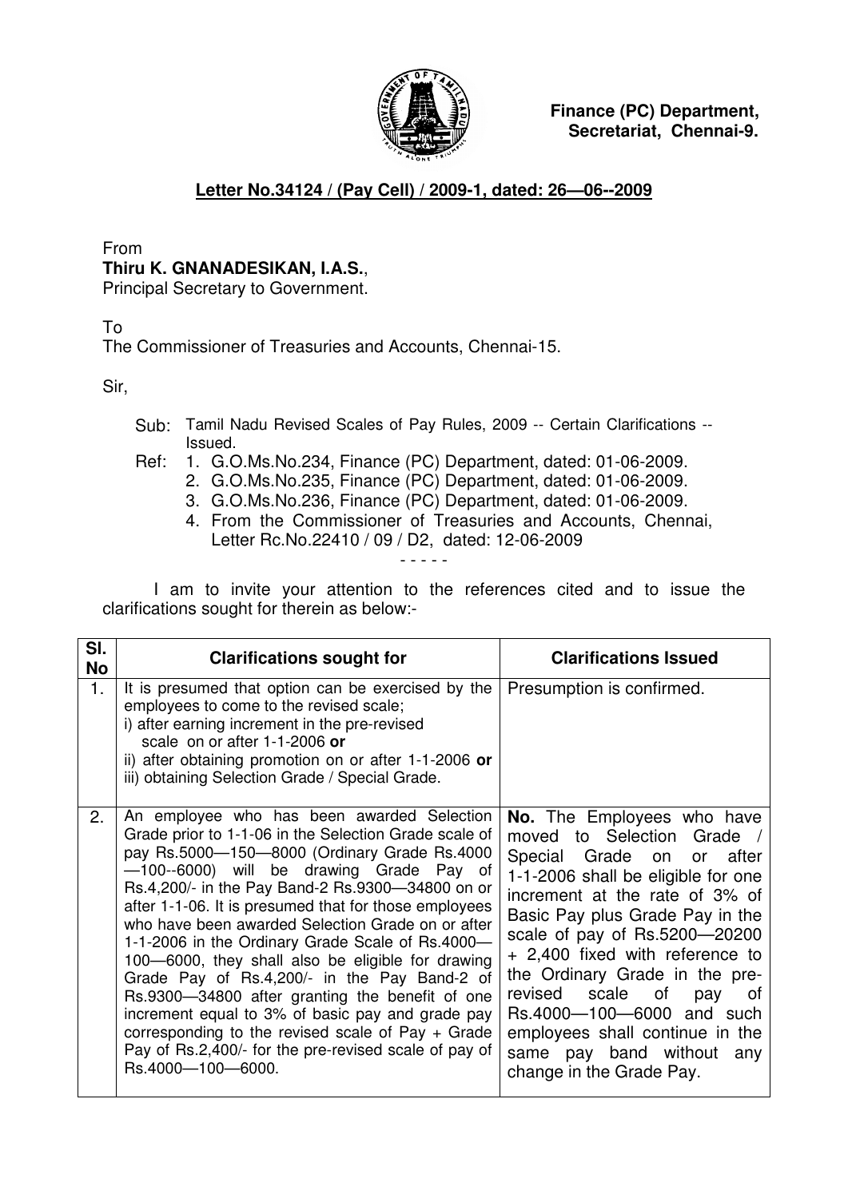**Finance (PC) Department,**
**Secretariat, Chennai-9.**

**Letter No.34124 / (Pay Cell) / 2009-1, dated: 26—06--2009**

From
**Thiru K. GNANADESIKAN, I.A.S.**,
Principal Secretary to Government.

To
The Commissioner of Treasuries and Accounts, Chennai-15.

Sir,

Sub: Tamil Nadu Revised Scales of Pay Rules, 2009 -- Certain Clarifications -- Issued.

Ref:
1. G.O.Ms.No.234, Finance (PC) Department, dated: 01-06-2009.
2. G.O.Ms.No.235, Finance (PC) Department, dated: 01-06-2009.
3. G.O.Ms.No.236, Finance (PC) Department, dated: 01-06-2009.
4. From the Commissioner of Treasuries and Accounts, Chennai, Letter Rc.No.22410 / 09 / D2, dated: 12-06-2009

\- - - - -

I am to invite your attention to the references cited and to issue the clarifications sought for therein as below:-

| Sl. No | Clarifications sought for | Clarifications Issued |
|---|---|---|
| 1. | It is presumed that option can be exercised by the employees to come to the revised scale; i) after earning increment in the pre-revised scale on or after 1-1-2006 **or** ii) after obtaining promotion on or after 1-1-2006 **or** iii) obtaining Selection Grade / Special Grade. | Presumption is confirmed. |
| 2. | An employee who has been awarded Selection Grade prior to 1-1-06 in the Selection Grade scale of pay Rs.5000—150—8000 (Ordinary Grade Rs.4000—100--6000) will be drawing Grade Pay of Rs.4,200/- in the Pay Band-2 Rs.9300—34800 on or after 1-1-06. It is presumed that for those employees who have been awarded Selection Grade on or after 1-1-2006 in the Ordinary Grade Scale of Rs.4000—100—6000, they shall also be eligible for drawing Grade Pay of Rs.4,200/- in the Pay Band-2 of Rs.9300—34800 after granting the benefit of one increment equal to 3% of basic pay and grade pay corresponding to the revised scale of Pay + Grade Pay of Rs.2,400/- for the pre-revised scale of pay of Rs.4000—100—6000. | **No.** The Employees who have moved to Selection Grade / Special Grade on or after 1-1-2006 shall be eligible for one increment at the rate of 3% of Basic Pay plus Grade Pay in the scale of pay of Rs.5200—20200 + 2,400 fixed with reference to the Ordinary Grade in the pre-revised scale of pay of Rs.4000—100—6000 and such employees shall continue in the same pay band without any change in the Grade Pay. |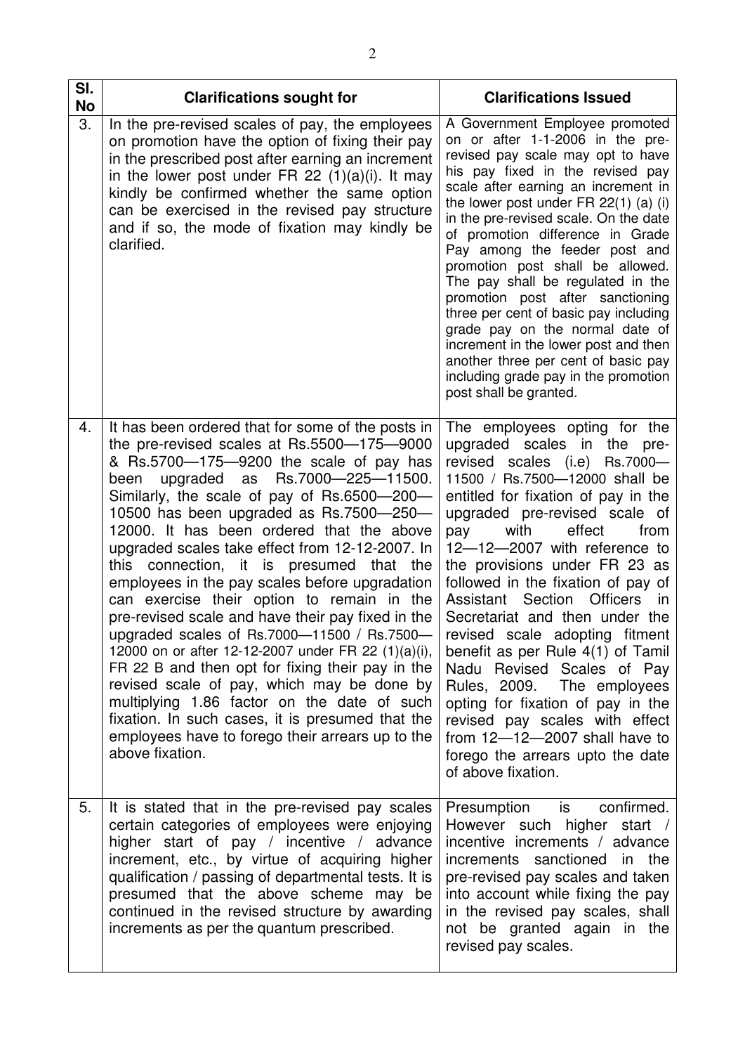| Sl. No | Clarifications sought for | Clarifications Issued |
|---|---|---|
| 3. | In the pre-revised scales of pay, the employees on promotion have the option of fixing their pay in the prescribed post after earning an increment in the lower post under FR 22 (1)(a)(i). It may kindly be confirmed whether the same option can be exercised in the revised pay structure and if so, the mode of fixation may kindly be clarified. | A Government Employee promoted on or after 1-1-2006 in the pre-revised pay scale may opt to have his pay fixed in the revised pay scale after earning an increment in the lower post under FR 22(1) (a) (i) in the pre-revised scale. On the date of promotion difference in Grade Pay among the feeder post and promotion post shall be allowed. The pay shall be regulated in the promotion post after sanctioning three per cent of basic pay including grade pay on the normal date of increment in the lower post and then another three per cent of basic pay including grade pay in the promotion post shall be granted. |
| 4. | It has been ordered that for some of the posts in the pre-revised scales at Rs.5500—175—9000 & Rs.5700—175—9200 the scale of pay has been upgraded as Rs.7000—225—11500. Similarly, the scale of pay of Rs.6500—200—10500 has been upgraded as Rs.7500—250—12000. It has been ordered that the above upgraded scales take effect from 12-12-2007. In this connection, it is presumed that the employees in the pay scales before upgradation can exercise their option to remain in the pre-revised scale and have their pay fixed in the upgraded scales of Rs.7000—11500 / Rs.7500—12000 on or after 12-12-2007 under FR 22 (1)(a)(i), FR 22 B and then opt for fixing their pay in the revised scale of pay, which may be done by multiplying 1.86 factor on the date of such fixation. In such cases, it is presumed that the employees have to forego their arrears up to the above fixation. | The employees opting for the upgraded scales in the pre-revised scales (i.e) Rs.7000—11500 / Rs.7500—12000 shall be entitled for fixation of pay in the upgraded pre-revised scale of pay with effect from 12—12—2007 with reference to the provisions under FR 23 as followed in the fixation of pay of Assistant Section Officers in Secretariat and then under the revised scale adopting fitment benefit as per Rule 4(1) of Tamil Nadu Revised Scales of Pay Rules, 2009. The employees opting for fixation of pay in the revised pay scales with effect from 12—12—2007 shall have to forego the arrears upto the date of above fixation. |
| 5. | It is stated that in the pre-revised pay scales certain categories of employees were enjoying higher start of pay / incentive / advance increment, etc., by virtue of acquiring higher qualification / passing of departmental tests. It is presumed that the above scheme may be continued in the revised structure by awarding increments as per the quantum prescribed. | Presumption is confirmed. However such higher start / incentive increments / advance increments sanctioned in the pre-revised pay scales and taken into account while fixing the pay in the revised pay scales, shall not be granted again in the revised pay scales. |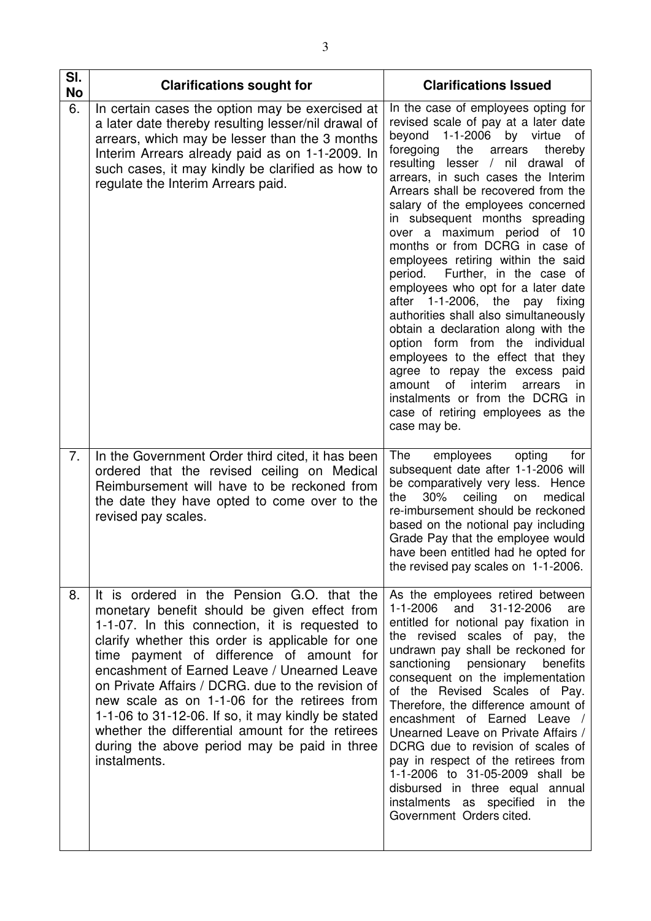| Sl. No | Clarifications sought for | Clarifications Issued |
|---|---|---|
| 6. | In certain cases the option may be exercised at a later date thereby resulting lesser/nil drawal of arrears, which may be lesser than the 3 months Interim Arrears already paid as on 1-1-2009. In such cases, it may kindly be clarified as how to regulate the Interim Arrears paid. | In the case of employees opting for revised scale of pay at a later date beyond 1-1-2006 by virtue of foregoing the arrears thereby resulting lesser / nil drawal of arrears, in such cases the Interim Arrears shall be recovered from the salary of the employees concerned in subsequent months spreading over a maximum period of 10 months or from DCRG in case of employees retiring within the said period. Further, in the case of employees who opt for a later date after 1-1-2006, the pay fixing authorities shall also simultaneously obtain a declaration along with the option form from the individual employees to the effect that they agree to repay the excess paid amount of interim arrears in instalments or from the DCRG in case of retiring employees as the case may be. |
| 7. | In the Government Order third cited, it has been ordered that the revised ceiling on Medical Reimbursement will have to be reckoned from the date they have opted to come over to the revised pay scales. | The employees opting for subsequent date after 1-1-2006 will be comparatively very less. Hence the 30% ceiling on medical re-imbursement should be reckoned based on the notional pay including Grade Pay that the employee would have been entitled had he opted for the revised pay scales on 1-1-2006. |
| 8. | It is ordered in the Pension G.O. that the monetary benefit should be given effect from 1-1-07. In this connection, it is requested to clarify whether this order is applicable for one time payment of difference of amount for encashment of Earned Leave / Unearned Leave on Private Affairs / DCRG. due to the revision of new scale as on 1-1-06 for the retirees from 1-1-06 to 31-12-06. If so, it may kindly be stated whether the differential amount for the retirees during the above period may be paid in three instalments. | As the employees retired between 1-1-2006 and 31-12-2006 are entitled for notional pay fixation in the revised scales of pay, the undrawn pay shall be reckoned for sanctioning pensionary benefits consequent on the implementation of the Revised Scales of Pay. Therefore, the difference amount of encashment of Earned Leave / Unearned Leave on Private Affairs / DCRG due to revision of scales of pay in respect of the retirees from 1-1-2006 to 31-05-2009 shall be disbursed in three equal annual instalments as specified in the Government Orders cited. |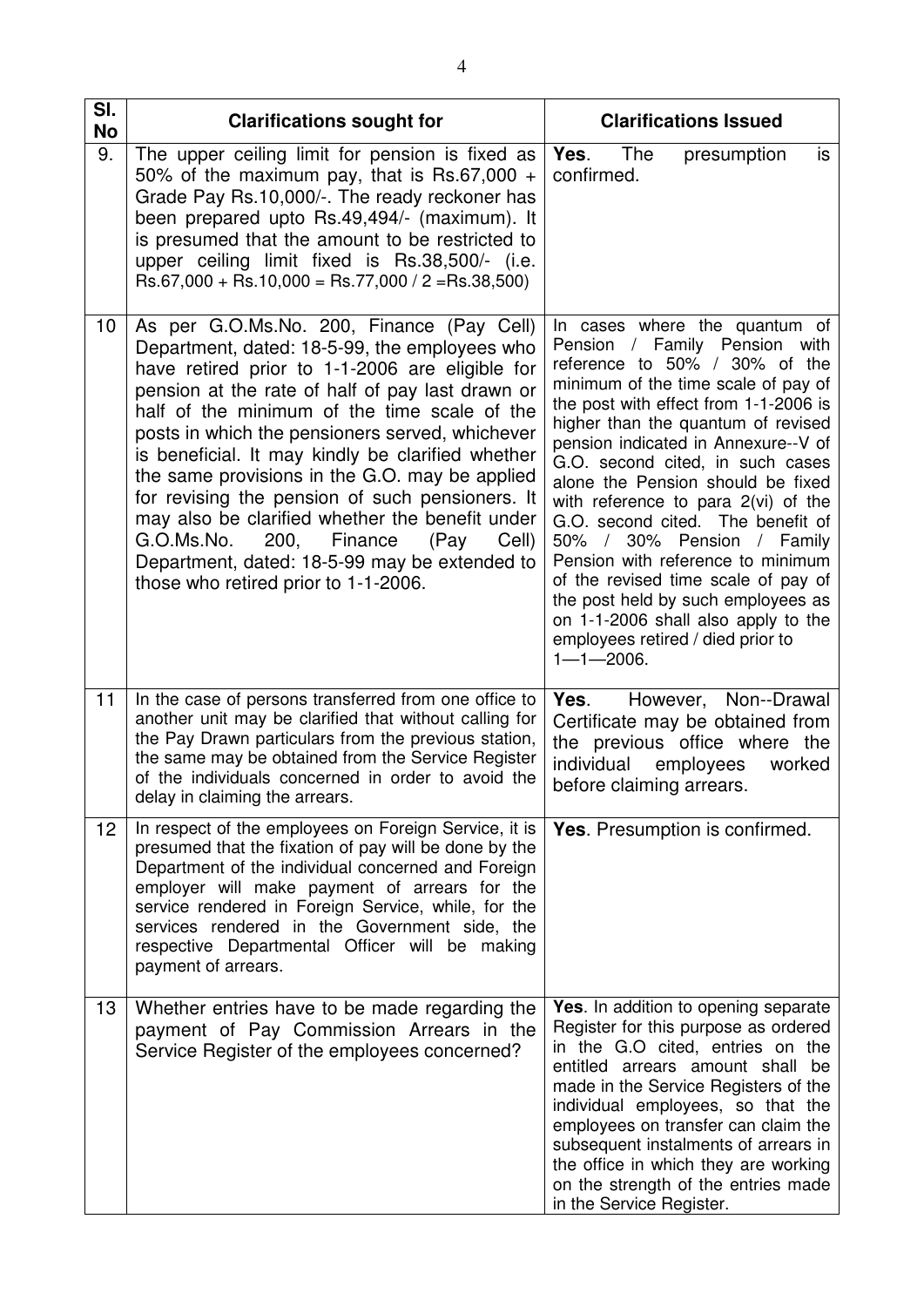| Sl. No | Clarifications sought for | Clarifications Issued |
|---|---|---|
| 9. | The upper ceiling limit for pension is fixed as 50% of the maximum pay, that is Rs.67,000 + Grade Pay Rs.10,000/-. The ready reckoner has been prepared upto Rs.49,494/- (maximum). It is presumed that the amount to be restricted to upper ceiling limit fixed is Rs.38,500/- (i.e. Rs.67,000 + Rs.10,000 = Rs.77,000 / 2 =Rs.38,500) | **Yes**. The presumption is confirmed. |
| 10 | As per G.O.Ms.No. 200, Finance (Pay Cell) Department, dated: 18-5-99, the employees who have retired prior to 1-1-2006 are eligible for pension at the rate of half of pay last drawn or half of the minimum of the time scale of the posts in which the pensioners served, whichever is beneficial. It may kindly be clarified whether the same provisions in the G.O. may be applied for revising the pension of such pensioners. It may also be clarified whether the benefit under G.O.Ms.No. 200, Finance (Pay Cell) Department, dated: 18-5-99 may be extended to those who retired prior to 1-1-2006. | In cases where the quantum of Pension / Family Pension with reference to 50% / 30% of the minimum of the time scale of pay of the post with effect from 1-1-2006 is higher than the quantum of revised pension indicated in Annexure--V of G.O. second cited, in such cases alone the Pension should be fixed with reference to para 2(vi) of the G.O. second cited. The benefit of 50% / 30% Pension / Family Pension with reference to minimum of the revised time scale of pay of the post held by such employees as on 1-1-2006 shall also apply to the employees retired / died prior to 1—1—2006. |
| 11 | In the case of persons transferred from one office to another unit may be clarified that without calling for the Pay Drawn particulars from the previous station, the same may be obtained from the Service Register of the individuals concerned in order to avoid the delay in claiming the arrears. | **Yes**. However, Non--Drawal Certificate may be obtained from the previous office where the individual employees worked before claiming arrears. |
| 12 | In respect of the employees on Foreign Service, it is presumed that the fixation of pay will be done by the Department of the individual concerned and Foreign employer will make payment of arrears for the service rendered in Foreign Service, while, for the services rendered in the Government side, the respective Departmental Officer will be making payment of arrears. | **Yes**. Presumption is confirmed. |
| 13 | Whether entries have to be made regarding the payment of Pay Commission Arrears in the Service Register of the employees concerned? | **Yes**. In addition to opening separate Register for this purpose as ordered in the G.O cited, entries on the entitled arrears amount shall be made in the Service Registers of the individual employees, so that the employees on transfer can claim the subsequent instalments of arrears in the office in which they are working on the strength of the entries made in the Service Register. |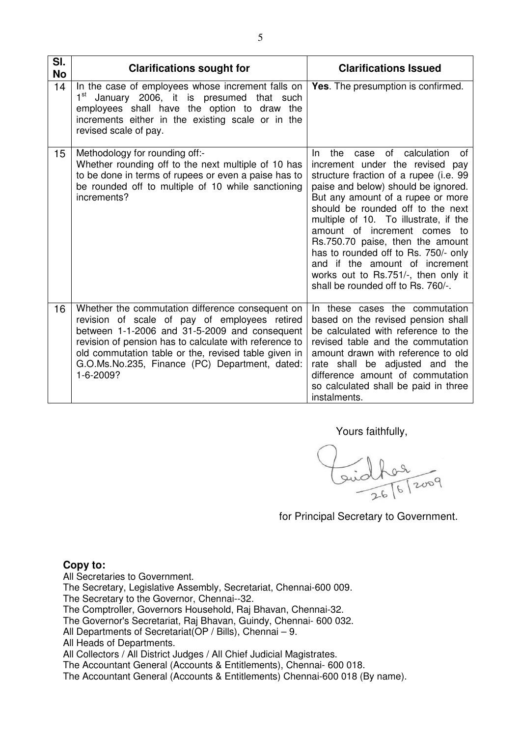| Sl. No | Clarifications sought for | Clarifications Issued |
|---|---|---|
| 14 | In the case of employees whose increment falls on 1st January 2006, it is presumed that such employees shall have the option to draw the increments either in the existing scale or in the revised scale of pay. | **Yes**. The presumption is confirmed. |
| 15 | Methodology for rounding off:- Whether rounding off to the next multiple of 10 has to be done in terms of rupees or even a paise has to be rounded off to multiple of 10 while sanctioning increments? | In the case of calculation of increment under the revised pay structure fraction of a rupee (i.e. 99 paise and below) should be ignored. But any amount of a rupee or more should be rounded off to the next multiple of 10. To illustrate, if the amount of increment comes to Rs.750.70 paise, then the amount has to rounded off to Rs. 750/- only and if the amount of increment works out to Rs.751/-, then only it shall be rounded off to Rs. 760/-. |
| 16 | Whether the commutation difference consequent on revision of scale of pay of employees retired between 1-1-2006 and 31-5-2009 and consequent revision of pension has to calculate with reference to old commutation table or the, revised table given in G.O.Ms.No.235, Finance (PC) Department, dated: 1-6-2009? | In these cases the commutation based on the revised pension shall be calculated with reference to the revised table and the commutation amount drawn with reference to old rate shall be adjusted and the difference amount of commutation so calculated shall be paid in three instalments. |

Yours faithfully,

26/6/2009

for Principal Secretary to Government.

**Copy to:**

All Secretaries to Government.
The Secretary, Legislative Assembly, Secretariat, Chennai-600 009.
The Secretary to the Governor, Chennai--32.
The Comptroller, Governors Household, Raj Bhavan, Chennai-32.
The Governor's Secretariat, Raj Bhavan, Guindy, Chennai- 600 032.
All Departments of Secretariat(OP / Bills), Chennai – 9.
All Heads of Departments.
All Collectors / All District Judges / All Chief Judicial Magistrates.
The Accountant General (Accounts & Entitlements), Chennai- 600 018.
The Accountant General (Accounts & Entitlements) Chennai-600 018 (By name).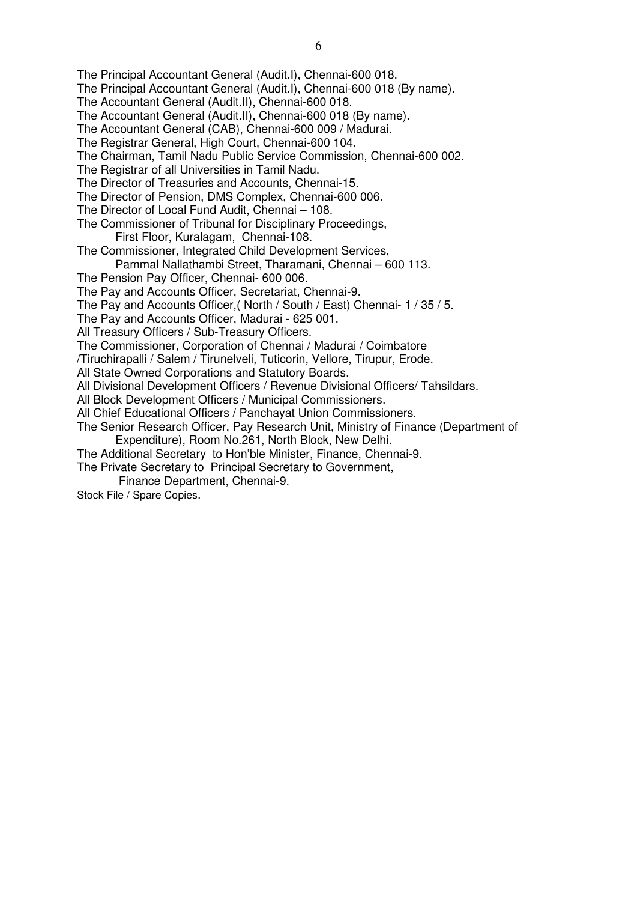The Principal Accountant General (Audit.I), Chennai-600 018.
The Principal Accountant General (Audit.I), Chennai-600 018 (By name).
The Accountant General (Audit.II), Chennai-600 018.
The Accountant General (Audit.II), Chennai-600 018 (By name).
The Accountant General (CAB), Chennai-600 009 / Madurai.
The Registrar General, High Court, Chennai-600 104.
The Chairman, Tamil Nadu Public Service Commission, Chennai-600 002.
The Registrar of all Universities in Tamil Nadu.
The Director of Treasuries and Accounts, Chennai-15.
The Director of Pension, DMS Complex, Chennai-600 006.
The Director of Local Fund Audit, Chennai – 108.
The Commissioner of Tribunal for Disciplinary Proceedings,
First Floor, Kuralagam, Chennai-108.
The Commissioner, Integrated Child Development Services,
Pammal Nallathambi Street, Tharamani, Chennai – 600 113.
The Pension Pay Officer, Chennai- 600 006.
The Pay and Accounts Officer, Secretariat, Chennai-9.
The Pay and Accounts Officer,( North / South / East) Chennai- 1 / 35 / 5.
The Pay and Accounts Officer, Madurai - 625 001.
All Treasury Officers / Sub-Treasury Officers.
The Commissioner, Corporation of Chennai / Madurai / Coimbatore
/Tiruchirapalli / Salem / Tirunelveli, Tuticorin, Vellore, Tirupur, Erode.
All State Owned Corporations and Statutory Boards.
All Divisional Development Officers / Revenue Divisional Officers/ Tahsildars.
All Block Development Officers / Municipal Commissioners.
All Chief Educational Officers / Panchayat Union Commissioners.
The Senior Research Officer, Pay Research Unit, Ministry of Finance (Department of
Expenditure), Room No.261, North Block, New Delhi.
The Additional Secretary to Hon'ble Minister, Finance, Chennai-9.
The Private Secretary to Principal Secretary to Government,
Finance Department, Chennai-9.
Stock File / Spare Copies.